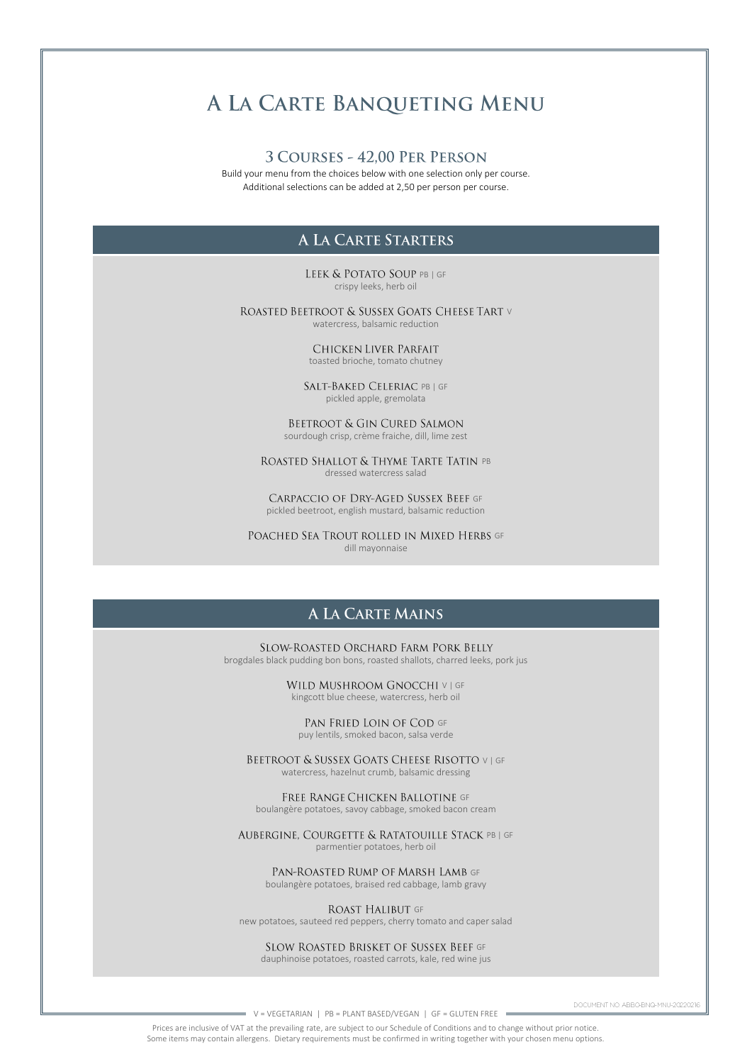# A La Carte Banqueting Menu

## 3 Courses - 42,00 Per Person

Build your menu from the choices below with one selection only per course.
Additional selections can be added at 2,50 per person per course.

## A La Carte Starters

**Leek & Potato Soup** PB | GF
crispy leeks, herb oil

**Roasted Beetroot & Sussex Goats Cheese Tart** V
watercress, balsamic reduction

**Chicken Liver Parfait**
toasted brioche, tomato chutney

**Salt-Baked Celeriac** PB | GF
pickled apple, gremolata

**Beetroot & Gin Cured Salmon**
sourdough crisp, crème fraiche, dill, lime zest

**Roasted Shallot & Thyme Tarte Tatin** PB
dressed watercress salad

**Carpaccio of Dry-Aged Sussex Beef** GF
pickled beetroot, english mustard, balsamic reduction

**Poached Sea Trout rolled in Mixed Herbs** GF
dill mayonnaise

## A La Carte Mains

**Slow-Roasted Orchard Farm Pork Belly**
brogdales black pudding bon bons, roasted shallots, charred leeks, pork jus

**Wild Mushroom Gnocchi** V | GF
kingcott blue cheese, watercress, herb oil

**Pan Fried Loin of Cod** GF
puy lentils, smoked bacon, salsa verde

**Beetroot & Sussex Goats Cheese Risotto** V | GF
watercress, hazelnut crumb, balsamic dressing

**Free Range Chicken Ballotine** GF
boulangère potatoes, savoy cabbage, smoked bacon cream

**Aubergine, Courgette & Ratatouille Stack** PB | GF
parmentier potatoes, herb oil

**Pan-Roasted Rump of Marsh Lamb** GF
boulangère potatoes, braised red cabbage, lamb gravy

**Roast Halibut** GF
new potatoes, sauteed red peppers, cherry tomato and caper salad

**Slow Roasted Brisket of Sussex Beef** GF
dauphinoise potatoes, roasted carrots, kale, red wine jus

DOCUMENT NO: ABBO-BNQ-MNU-20220216

V = VEGETARIAN | PB = PLANT BASED/VEGAN | GF = GLUTEN FREE

Prices are inclusive of VAT at the prevailing rate, are subject to our Schedule of Conditions and to change without prior notice.
Some items may contain allergens. Dietary requirements must be confirmed in writing together with your chosen menu options.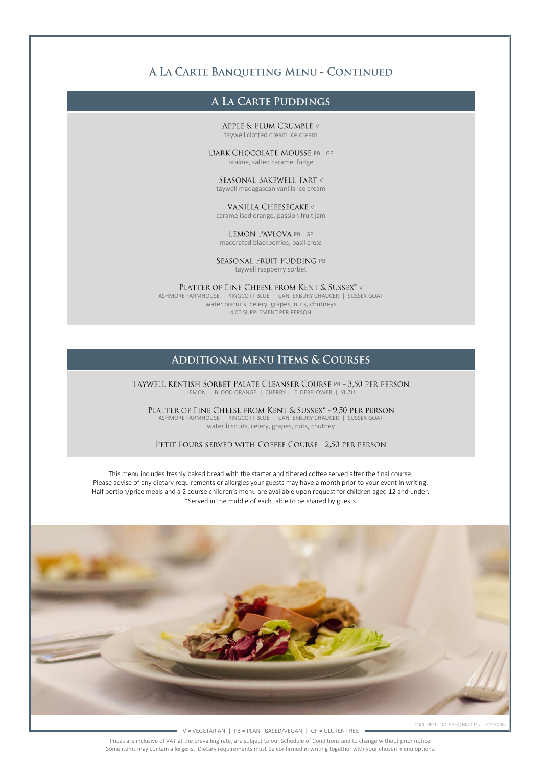# A La Carte Banqueting Menu - Continued

## A La Carte Puddings

**Apple & Plum Crumble** V
taywell clotted cream ice cream

**Dark Chocolate Mousse** PB | GF
praline, salted caramel fudge

**Seasonal Bakewell Tart** V
taywell madagascan vanilla ice cream

**Vanilla Cheesecake** V
caramelised orange, passion fruit jam

**Lemon Pavlova** PB | GF
macerated blackberries, basil cress

**Seasonal Fruit Pudding** PB
taywell raspberry sorbet

**Platter of Fine Cheese from Kent & Sussex*** V
ASHMORE FARMHOUSE | KINGCOTT BLUE | CANTERBURY CHAUCER | SUSSEX GOAT
water biscuits, celery, grapes, nuts, chutneys
4,00 SUPPLEMENT PER PERSON

## Additional Menu Items & Courses

**Taywell Kentish Sorbet Palate Cleanser Course** PB - 3,50 per person
LEMON | BLOOD ORANGE | CHERRY | ELDERFLOWER | YUZU

**Platter of Fine Cheese from Kent & Sussex*** - 9,50 per person
ASHMORE FARMHOUSE | KINGCOTT BLUE | CANTERBURY CHAUCER | SUSSEX GOAT
water biscuits, celery, grapes, nuts, chutney

**Petit Fours served with Coffee Course** - 2,50 per person

This menu includes freshly baked bread with the starter and filtered coffee served after the final course.
Please advise of any dietary requirements or allergies your guests may have a month prior to your event in writing.
Half portion/price meals and a 2 course children's menu are available upon request for children aged 12 and under.
*Served in the middle of each table to be shared by guests.

DOCUMENT NO. ABBO-BNQ-MNU-20220216

V = VEGETARIAN | PB = PLANT BASED/VEGAN | GF = GLUTEN FREE

Prices are inclusive of VAT at the prevailing rate, are subject to our Schedule of Conditions and to change without prior notice.
Some items may contain allergens. Dietary requirements must be confirmed in writing together with your chosen menu options.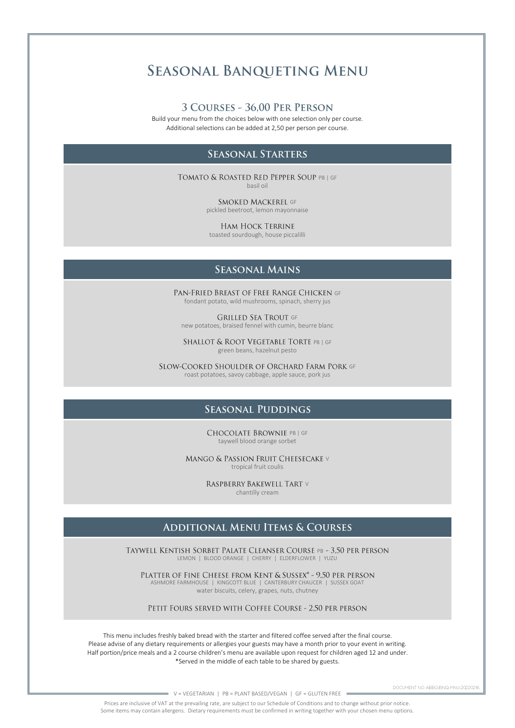# Seasonal Banqueting Menu

## 3 Courses - 36,00 Per Person

Build your menu from the choices below with one selection only per course.
Additional selections can be added at 2,50 per person per course.

## Seasonal Starters

Tomato & Roasted Red Pepper Soup PB | GF
basil oil

Smoked Mackerel GF
pickled beetroot, lemon mayonnaise

Ham Hock Terrine
toasted sourdough, house piccalilli

## Seasonal Mains

Pan-Fried Breast of Free Range Chicken GF
fondant potato, wild mushrooms, spinach, sherry jus

Grilled Sea Trout GF
new potatoes, braised fennel with cumin, beurre blanc

Shallot & Root Vegetable Torte PB | GF
green beans, hazelnut pesto

Slow-Cooked Shoulder of Orchard Farm Pork GF
roast potatoes, savoy cabbage, apple sauce, pork jus

## Seasonal Puddings

Chocolate Brownie PB | GF
taywell blood orange sorbet

Mango & Passion Fruit Cheesecake V
tropical fruit coulis

Raspberry Bakewell Tart V
chantilly cream

## Additional Menu Items & Courses

Taywell Kentish Sorbet Palate Cleanser Course PB - 3,50 per person
LEMON | BLOOD ORANGE | CHERRY | ELDERFLOWER | YUZU

Platter of Fine Cheese from Kent & Sussex* - 9,50 per person
ASHMORE FARMHOUSE | KINGCOTT BLUE | CANTERBURY CHAUCER | SUSSEX GOAT
water biscuits, celery, grapes, nuts, chutney

Petit Fours served with Coffee Course - 2,50 per person

This menu includes freshly baked bread with the starter and filtered coffee served after the final course.
Please advise of any dietary requirements or allergies your guests may have a month prior to your event in writing.
Half portion/price meals and a 2 course children's menu are available upon request for children aged 12 and under.
*Served in the middle of each table to be shared by guests.

DOCUMENT NO. ABBO-BNQ-MNU-20220216

V = VEGETARIAN | PB = PLANT BASED/VEGAN | GF = GLUTEN FREE

Prices are inclusive of VAT at the prevailing rate, are subject to our Schedule of Conditions and to change without prior notice.
Some items may contain allergens. Dietary requirements must be confirmed in writing together with your chosen menu options.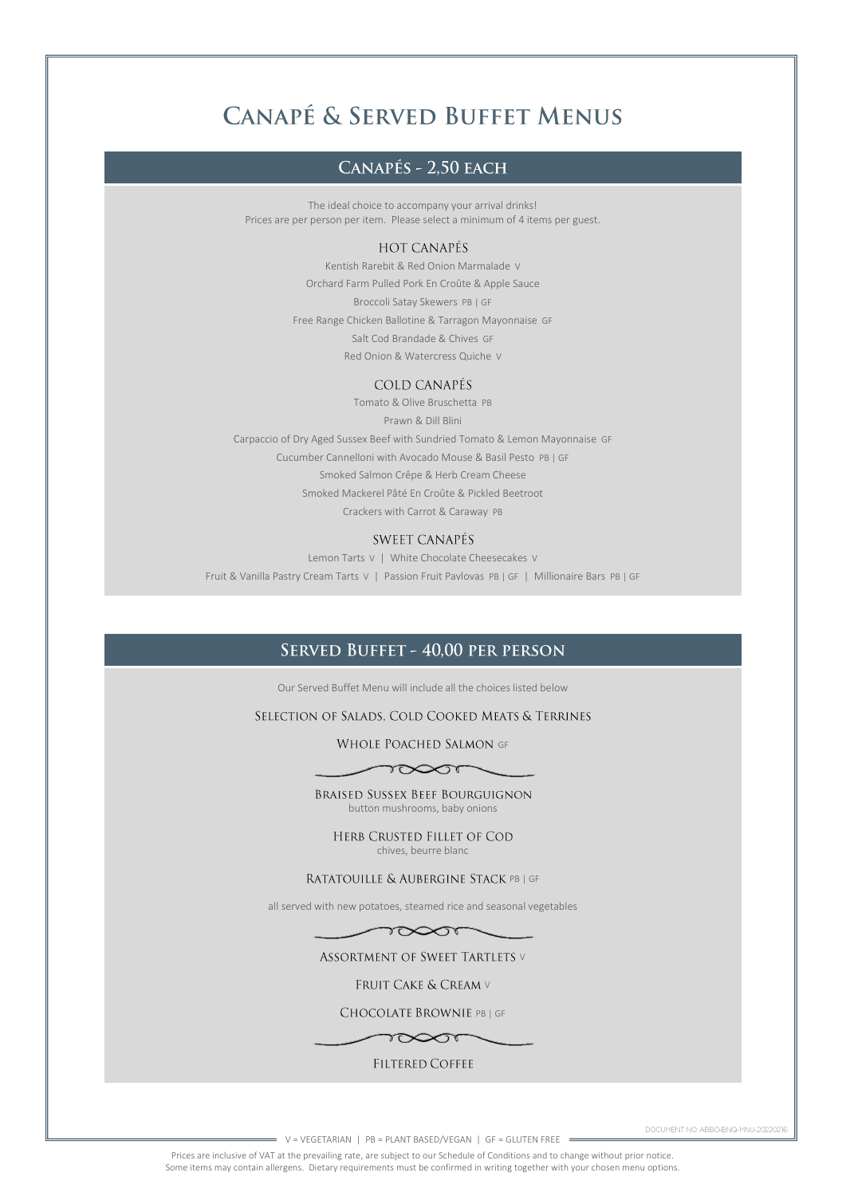# Canapé & Served Buffet Menus

## Canapés - 2,50 each

The ideal choice to accompany your arrival drinks!
Prices are per person per item. Please select a minimum of 4 items per guest.

### HOT CANAPÉS

Kentish Rarebit & Red Onion Marmalade V

Orchard Farm Pulled Pork En Croûte & Apple Sauce

Broccoli Satay Skewers PB | GF

Free Range Chicken Ballotine & Tarragon Mayonnaise GF

Salt Cod Brandade & Chives GF

Red Onion & Watercress Quiche V

### COLD CANAPÉS

Tomato & Olive Bruschetta PB

Prawn & Dill Blini

Carpaccio of Dry Aged Sussex Beef with Sundried Tomato & Lemon Mayonnaise GF

Cucumber Cannelloni with Avocado Mouse & Basil Pesto PB | GF

Smoked Salmon Crêpe & Herb Cream Cheese

Smoked Mackerel Pâté En Croûte & Pickled Beetroot

Crackers with Carrot & Caraway PB

### SWEET CANAPÉS

Lemon Tarts V | White Chocolate Cheesecakes V

Fruit & Vanilla Pastry Cream Tarts V | Passion Fruit Pavlovas PB | GF | Millionaire Bars PB | GF

## Served Buffet - 40,00 per person

Our Served Buffet Menu will include all the choices listed below

Selection of Salads, Cold Cooked Meats & Terrines

Whole Poached Salmon GF

Braised Sussex Beef Bourguignon
button mushrooms, baby onions

Herb Crusted Fillet of Cod
chives, beurre blanc

Ratatouille & Aubergine Stack PB | GF

all served with new potatoes, steamed rice and seasonal vegetables

Assortment of Sweet Tartlets V

Fruit Cake & Cream V

Chocolate Brownie PB | GF

Filtered Coffee

DOCUMENT NO. ABBO-BNQ-MNU-20220216

V = VEGETARIAN | PB = PLANT BASED/VEGAN | GF = GLUTEN FREE

Prices are inclusive of VAT at the prevailing rate, are subject to our Schedule of Conditions and to change without prior notice.
Some items may contain allergens. Dietary requirements must be confirmed in writing together with your chosen menu options.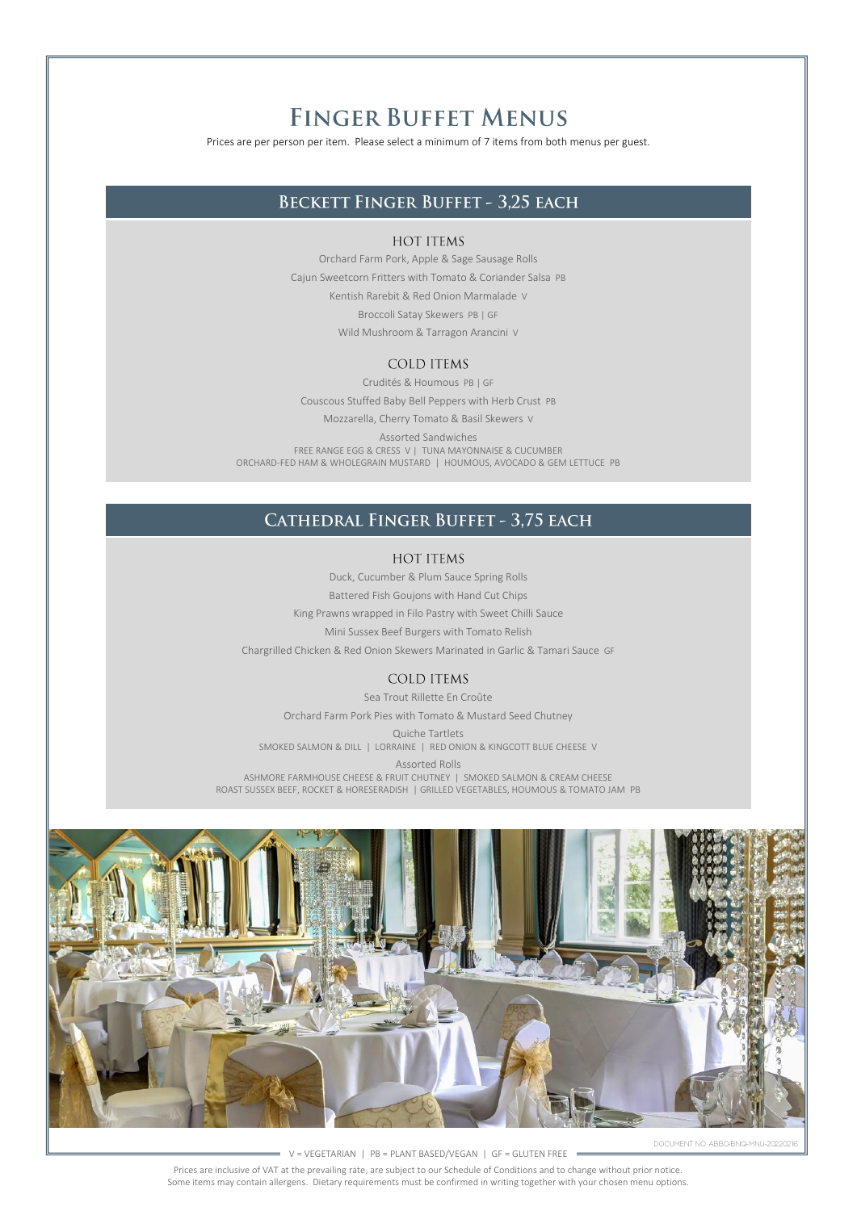# Finger Buffet Menus

Prices are per person per item. Please select a minimum of 7 items from both menus per guest.

## Beckett Finger Buffet - 3,25 each

### HOT ITEMS

Orchard Farm Pork, Apple & Sage Sausage Rolls

Cajun Sweetcorn Fritters with Tomato & Coriander Salsa PB

Kentish Rarebit & Red Onion Marmalade V

Broccoli Satay Skewers PB | GF

Wild Mushroom & Tarragon Arancini V

### COLD ITEMS

Crudités & Houmous PB | GF

Couscous Stuffed Baby Bell Peppers with Herb Crust PB

Mozzarella, Cherry Tomato & Basil Skewers V

Assorted Sandwiches
FREE RANGE EGG & CRESS V | TUNA MAYONNAISE & CUCUMBER
ORCHARD-FED HAM & WHOLEGRAIN MUSTARD | HOUMOUS, AVOCADO & GEM LETTUCE PB

## Cathedral Finger Buffet - 3,75 each

### HOT ITEMS

Duck, Cucumber & Plum Sauce Spring Rolls

Battered Fish Goujons with Hand Cut Chips

King Prawns wrapped in Filo Pastry with Sweet Chilli Sauce

Mini Sussex Beef Burgers with Tomato Relish

Chargrilled Chicken & Red Onion Skewers Marinated in Garlic & Tamari Sauce GF

### COLD ITEMS

Sea Trout Rillette En Croûte

Orchard Farm Pork Pies with Tomato & Mustard Seed Chutney

Quiche Tartlets
SMOKED SALMON & DILL | LORRAINE | RED ONION & KINGCOTT BLUE CHEESE V

Assorted Rolls
ASHMORE FARMHOUSE CHEESE & FRUIT CHUTNEY | SMOKED SALMON & CREAM CHEESE
ROAST SUSSEX BEEF, ROCKET & HORESERADISH | GRILLED VEGETABLES, HOUMOUS & TOMATO JAM PB

DOCUMENT NO. ABBO-BNQ-MNU-20220216

V = VEGETARIAN | PB = PLANT BASED/VEGAN | GF = GLUTEN FREE

Prices are inclusive of VAT at the prevailing rate, are subject to our Schedule of Conditions and to change without prior notice.
Some items may contain allergens. Dietary requirements must be confirmed in writing together with your chosen menu options.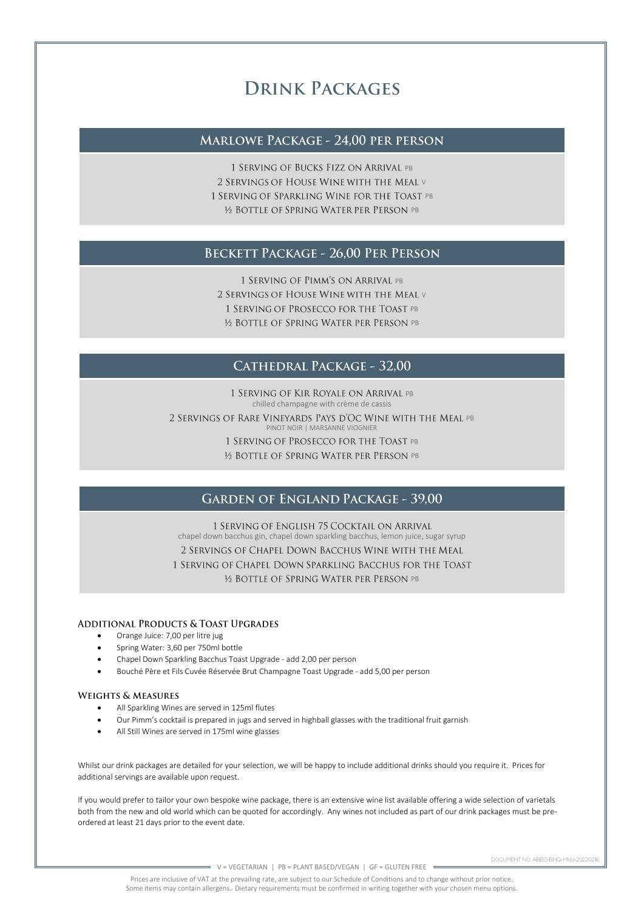# Drink Packages

## Marlowe Package - 24,00 per person

1 Serving of Bucks Fizz on Arrival PB
2 Servings of House Wine with the Meal V
1 Serving of Sparkling Wine for the Toast PB
½ Bottle of Spring Water per Person PB

## Beckett Package - 26,00 Per Person

1 Serving of Pimm's on Arrival PB
2 Servings of House Wine with the Meal V
1 Serving of Prosecco for the Toast PB
½ Bottle of Spring Water per Person PB

## Cathedral Package - 32,00

1 Serving of Kir Royale on Arrival PB
chilled champagne with crème de cassis
2 Servings of Rare Vineyards Pays D'Oc Wine with the Meal PB
PINOT NOIR | MARSANNE VIOGNIER
1 Serving of Prosecco for the Toast PB
½ Bottle of Spring Water per Person PB

## Garden of England Package - 39,00

1 Serving of English 75 Cocktail on Arrival
chapel down bacchus gin, chapel down sparkling bacchus, lemon juice, sugar syrup
2 Servings of Chapel Down Bacchus Wine with the Meal
1 Serving of Chapel Down Sparkling Bacchus for the Toast
½ Bottle of Spring Water per Person PB

### Additional Products & Toast Upgrades

- Orange Juice: 7,00 per litre jug
- Spring Water: 3,60 per 750ml bottle
- Chapel Down Sparkling Bacchus Toast Upgrade - add 2,00 per person
- Bouché Père et Fils Cuvée Réservée Brut Champagne Toast Upgrade - add 5,00 per person

### Weights & Measures

- All Sparkling Wines are served in 125ml flutes
- Our Pimm's cocktail is prepared in jugs and served in highball glasses with the traditional fruit garnish
- All Still Wines are served in 175ml wine glasses

Whilst our drink packages are detailed for your selection, we will be happy to include additional drinks should you require it. Prices for additional servings are available upon request.

If you would prefer to tailor your own bespoke wine package, there is an extensive wine list available offering a wide selection of varietals both from the new and old world which can be quoted for accordingly. Any wines not included as part of our drink packages must be pre-ordered at least 21 days prior to the event date.

V = VEGETARIAN | PB = PLANT BASED/VEGAN | GF = GLUTEN FREE

Prices are inclusive of VAT at the prevailing rate, are subject to our Schedule of Conditions and to change without prior notice.
Some items may contain allergens. Dietary requirements must be confirmed in writing together with your chosen menu options.